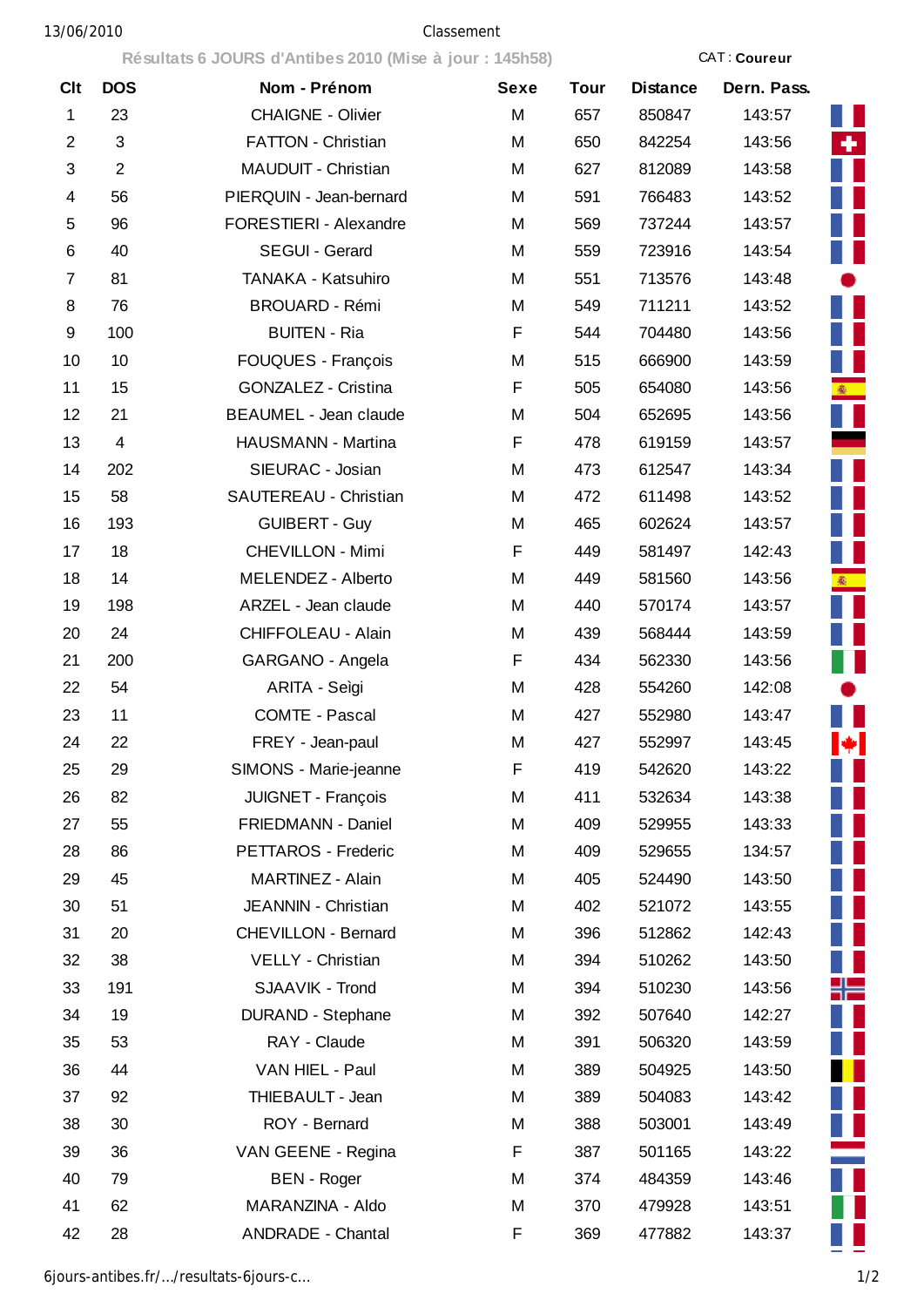Classement

**Résultats 6 JOURS d'Antibes 2010 (Mise à jour : 145h58)**

CAT : **Coureur**

| Clt | DOS | Nom - Prénom | Sexe | Tour | Distance | Dern. Pass. |
|---|---|---|---|---|---|---|
| 1 | 23 | CHAIGNE - Olivier | M | 657 | 850847 | 143:57 |
| 2 | 3 | FATTON - Christian | M | 650 | 842254 | 143:56 |
| 3 | 2 | MAUDUIT - Christian | M | 627 | 812089 | 143:58 |
| 4 | 56 | PIERQUIN - Jean-bernard | M | 591 | 766483 | 143:52 |
| 5 | 96 | FORESTIERI - Alexandre | M | 569 | 737244 | 143:57 |
| 6 | 40 | SEGUI - Gerard | M | 559 | 723916 | 143:54 |
| 7 | 81 | TANAKA - Katsuhiro | M | 551 | 713576 | 143:48 |
| 8 | 76 | BROUARD - Rémi | M | 549 | 711211 | 143:52 |
| 9 | 100 | BUITEN - Ria | F | 544 | 704480 | 143:56 |
| 10 | 10 | FOUQUES - François | M | 515 | 666900 | 143:59 |
| 11 | 15 | GONZALEZ - Cristina | F | 505 | 654080 | 143:56 |
| 12 | 21 | BEAUMEL - Jean claude | M | 504 | 652695 | 143:56 |
| 13 | 4 | HAUSMANN - Martina | F | 478 | 619159 | 143:57 |
| 14 | 202 | SIEURAC - Josian | M | 473 | 612547 | 143:34 |
| 15 | 58 | SAUTEREAU - Christian | M | 472 | 611498 | 143:52 |
| 16 | 193 | GUIBERT - Guy | M | 465 | 602624 | 143:57 |
| 17 | 18 | CHEVILLON - Mimi | F | 449 | 581497 | 142:43 |
| 18 | 14 | MELENDEZ - Alberto | M | 449 | 581560 | 143:56 |
| 19 | 198 | ARZEL - Jean claude | M | 440 | 570174 | 143:57 |
| 20 | 24 | CHIFFOLEAU - Alain | M | 439 | 568444 | 143:59 |
| 21 | 200 | GARGANO - Angela | F | 434 | 562330 | 143:56 |
| 22 | 54 | ARITA - Seìgi | M | 428 | 554260 | 142:08 |
| 23 | 11 | COMTE - Pascal | M | 427 | 552980 | 143:47 |
| 24 | 22 | FREY - Jean-paul | M | 427 | 552997 | 143:45 |
| 25 | 29 | SIMONS - Marie-jeanne | F | 419 | 542620 | 143:22 |
| 26 | 82 | JUIGNET - François | M | 411 | 532634 | 143:38 |
| 27 | 55 | FRIEDMANN - Daniel | M | 409 | 529955 | 143:33 |
| 28 | 86 | PETTAROS - Frederic | M | 409 | 529655 | 134:57 |
| 29 | 45 | MARTINEZ - Alain | M | 405 | 524490 | 143:50 |
| 30 | 51 | JEANNIN - Christian | M | 402 | 521072 | 143:55 |
| 31 | 20 | CHEVILLON - Bernard | M | 396 | 512862 | 142:43 |
| 32 | 38 | VELLY - Christian | M | 394 | 510262 | 143:50 |
| 33 | 191 | SJAAVIK - Trond | M | 394 | 510230 | 143:56 |
| 34 | 19 | DURAND - Stephane | M | 392 | 507640 | 142:27 |
| 35 | 53 | RAY - Claude | M | 391 | 506320 | 143:59 |
| 36 | 44 | VAN HIEL - Paul | M | 389 | 504925 | 143:50 |
| 37 | 92 | THIEBAULT - Jean | M | 389 | 504083 | 143:42 |
| 38 | 30 | ROY - Bernard | M | 388 | 503001 | 143:49 |
| 39 | 36 | VAN GEENE - Regina | F | 387 | 501165 | 143:22 |
| 40 | 79 | BEN - Roger | M | 374 | 484359 | 143:46 |
| 41 | 62 | MARANZINA - Aldo | M | 370 | 479928 | 143:51 |
| 42 | 28 | ANDRADE - Chantal | F | 369 | 477882 | 143:37 |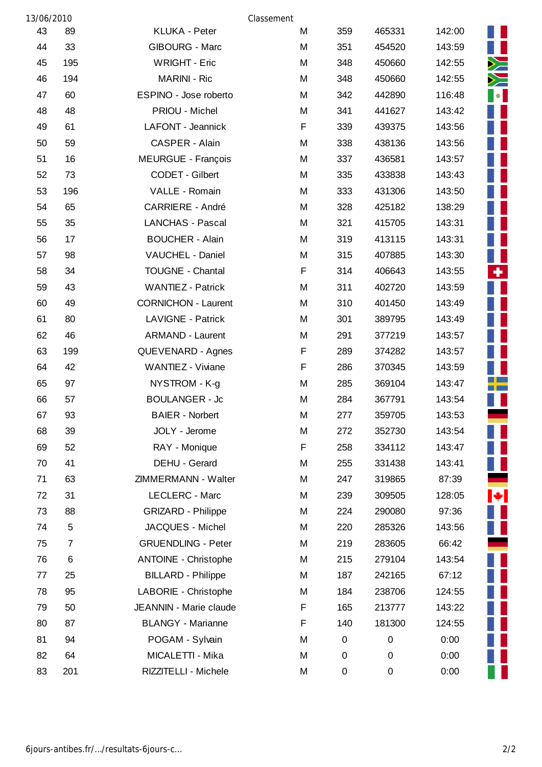| | | | | | | | |
|---|---|---|---|---|---|---|---|
| 43 | 89 | KLUKA - Peter | M | 359 | 465331 | 142:00 | |
| 44 | 33 | GIBOURG - Marc | M | 351 | 454520 | 143:59 | |
| 45 | 195 | WRIGHT - Eric | M | 348 | 450660 | 142:55 | |
| 46 | 194 | MARINI - Ric | M | 348 | 450660 | 142:55 | |
| 47 | 60 | ESPINO - Jose roberto | M | 342 | 442890 | 116:48 | |
| 48 | 48 | PRIOU - Michel | M | 341 | 441627 | 143:42 | |
| 49 | 61 | LAFONT - Jeannick | F | 339 | 439375 | 143:56 | |
| 50 | 59 | CASPER - Alain | M | 338 | 438136 | 143:56 | |
| 51 | 16 | MEURGUE - François | M | 337 | 436581 | 143:57 | |
| 52 | 73 | CODET - Gilbert | M | 335 | 433838 | 143:43 | |
| 53 | 196 | VALLE - Romain | M | 333 | 431306 | 143:50 | |
| 54 | 65 | CARRIERE - André | M | 328 | 425182 | 138:29 | |
| 55 | 35 | LANCHAS - Pascal | M | 321 | 415705 | 143:31 | |
| 56 | 17 | BOUCHER - Alain | M | 319 | 413115 | 143:31 | |
| 57 | 98 | VAUCHEL - Daniel | M | 315 | 407885 | 143:30 | |
| 58 | 34 | TOUGNE - Chantal | F | 314 | 406643 | 143:55 | |
| 59 | 43 | WANTIEZ - Patrick | M | 311 | 402720 | 143:59 | |
| 60 | 49 | CORNICHON - Laurent | M | 310 | 401450 | 143:49 | |
| 61 | 80 | LAVIGNE - Patrick | M | 301 | 389795 | 143:49 | |
| 62 | 46 | ARMAND - Laurent | M | 291 | 377219 | 143:57 | |
| 63 | 199 | QUEVENARD - Agnes | F | 289 | 374282 | 143:57 | |
| 64 | 42 | WANTIEZ - Viviane | F | 286 | 370345 | 143:59 | |
| 65 | 97 | NYSTROM - K-g | M | 285 | 369104 | 143:47 | |
| 66 | 57 | BOULANGER - Jc | M | 284 | 367791 | 143:54 | |
| 67 | 93 | BAIER - Norbert | M | 277 | 359705 | 143:53 | |
| 68 | 39 | JOLY - Jerome | M | 272 | 352730 | 143:54 | |
| 69 | 52 | RAY - Monique | F | 258 | 334112 | 143:47 | |
| 70 | 41 | DEHU - Gerard | M | 255 | 331438 | 143:41 | |
| 71 | 63 | ZIMMERMANN - Walter | M | 247 | 319865 | 87:39 | |
| 72 | 31 | LECLERC - Marc | M | 239 | 309505 | 128:05 | |
| 73 | 88 | GRIZARD - Philippe | M | 224 | 290080 | 97:36 | |
| 74 | 5 | JACQUES - Michel | M | 220 | 285326 | 143:56 | |
| 75 | 7 | GRUENDLING - Peter | M | 219 | 283605 | 66:42 | |
| 76 | 6 | ANTOINE - Christophe | M | 215 | 279104 | 143:54 | |
| 77 | 25 | BILLARD - Philippe | M | 187 | 242165 | 67:12 | |
| 78 | 95 | LABORIE - Christophe | M | 184 | 238706 | 124:55 | |
| 79 | 50 | JEANNIN - Marie claude | F | 165 | 213777 | 143:22 | |
| 80 | 87 | BLANGY - Marianne | F | 140 | 181300 | 124:55 | |
| 81 | 94 | POGAM - Sylvain | M | 0 | 0 | 0:00 | |
| 82 | 64 | MICALETTI - Mika | M | 0 | 0 | 0:00 | |
| 83 | 201 | RIZZITELLI - Michele | M | 0 | 0 | 0:00 | |